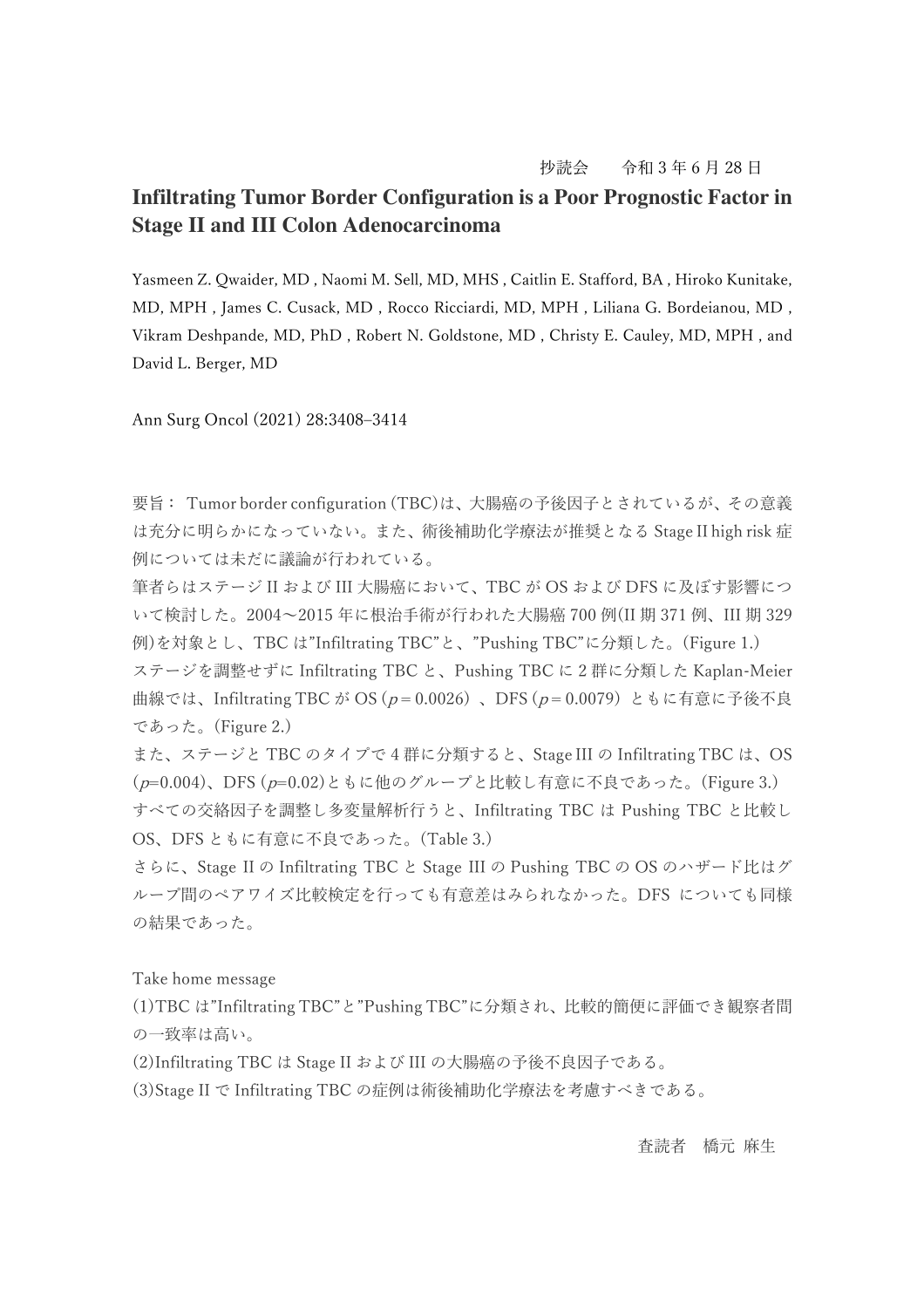抄読会　　令和 3 年 6 月 28 日

# Infiltrating Tumor Border Configuration is a Poor Prognostic Factor in Stage II and III Colon Adenocarcinoma

Yasmeen Z. Qwaider, MD , Naomi M. Sell, MD, MHS , Caitlin E. Stafford, BA , Hiroko Kunitake, MD, MPH , James C. Cusack, MD , Rocco Ricciardi, MD, MPH , Liliana G. Bordeianou, MD , Vikram Deshpande, MD, PhD , Robert N. Goldstone, MD , Christy E. Cauley, MD, MPH , and David L. Berger, MD

Ann Surg Oncol (2021) 28:3408–3414

要旨： Tumor border configuration (TBC)は、大腸癌の予後因子とされているが、その意義は充分に明らかになっていない。また、術後補助化学療法が推奨となる Stage II high risk 症例については未だに議論が行われている。

筆者らはステージ II および III 大腸癌において、TBC が OS および DFS に及ぼす影響について検討した。2004～2015 年に根治手術が行われた大腸癌 700 例(II 期 371 例、III 期 329 例)を対象とし、TBC は"Infiltrating TBC"と、"Pushing TBC"に分類した。(Figure 1.)

ステージを調整せずに Infiltrating TBC と、Pushing TBC に 2 群に分類した Kaplan-Meier 曲線では、Infiltrating TBC が OS ($p = 0.0026$）、DFS ($p = 0.0079$）ともに有意に予後不良であった。(Figure 2.)

また、ステージと TBC のタイプで 4 群に分類すると、Stage III の Infiltrating TBC は、OS ($p$=0.004)、DFS ($p$=0.02)ともに他のグループと比較し有意に不良であった。(Figure 3.)

すべての交絡因子を調整し多変量解析行うと、Infiltrating TBC は Pushing TBC と比較し OS、DFS ともに有意に不良であった。(Table 3.)

さらに、Stage II の Infiltrating TBC と Stage III の Pushing TBC の OS のハザード比はグループ間のペアワイズ比較検定を行っても有意差はみられなかった。DFS についても同様の結果であった。

Take home message

(1)TBC は"Infiltrating TBC"と"Pushing TBC"に分類され、比較的簡便に評価でき観察者間の一致率は高い。

(2)Infiltrating TBC は Stage II および III の大腸癌の予後不良因子である。

(3)Stage II で Infiltrating TBC の症例は術後補助化学療法を考慮すべきである。

査読者　橋元 麻生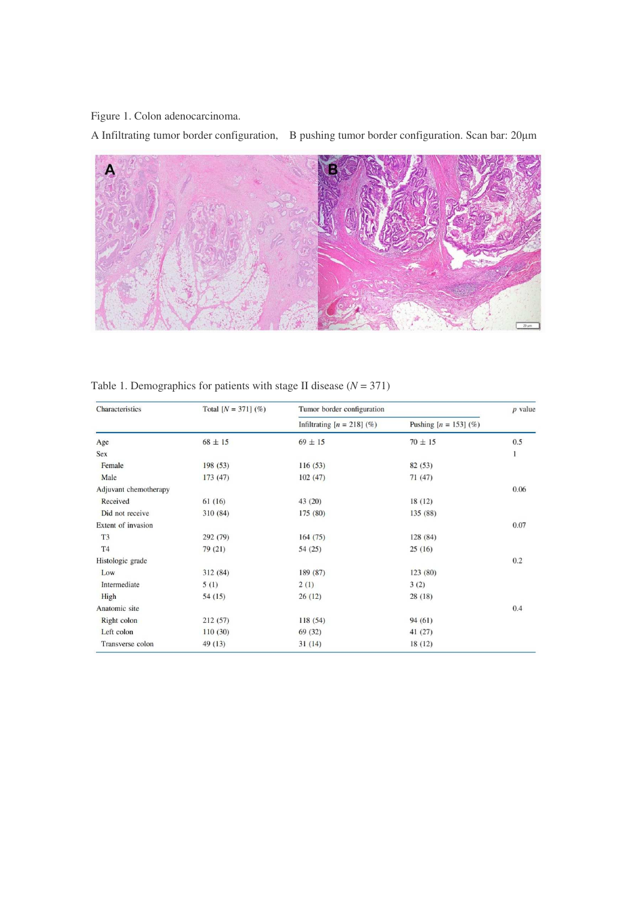Figure 1. Colon adenocarcinoma.

A Infiltrating tumor border configuration,　B pushing tumor border configuration. Scan bar: 20μm

Table 1. Demographics for patients with stage II disease ($N = 371$)

| Characteristics | Total [$N$ = 371] (%) | Tumor border configuration | | $p$ value |
|---|---|---|---|---|
| | | Infiltrating [$n$ = 218] (%) | Pushing [$n$ = 153] (%) | |
| Age | 68 ± 15 | 69 ± 15 | 70 ± 15 | 0.5 |
| Sex | | | | 1 |
| Female | 198 (53) | 116 (53) | 82 (53) | |
| Male | 173 (47) | 102 (47) | 71 (47) | |
| Adjuvant chemotherapy | | | | 0.06 |
| Received | 61 (16) | 43 (20) | 18 (12) | |
| Did not receive | 310 (84) | 175 (80) | 135 (88) | |
| Extent of invasion | | | | 0.07 |
| T3 | 292 (79) | 164 (75) | 128 (84) | |
| T4 | 79 (21) | 54 (25) | 25 (16) | |
| Histologic grade | | | | 0.2 |
| Low | 312 (84) | 189 (87) | 123 (80) | |
| Intermediate | 5 (1) | 2 (1) | 3 (2) | |
| High | 54 (15) | 26 (12) | 28 (18) | |
| Anatomic site | | | | 0.4 |
| Right colon | 212 (57) | 118 (54) | 94 (61) | |
| Left colon | 110 (30) | 69 (32) | 41 (27) | |
| Transverse colon | 49 (13) | 31 (14) | 18 (12) | |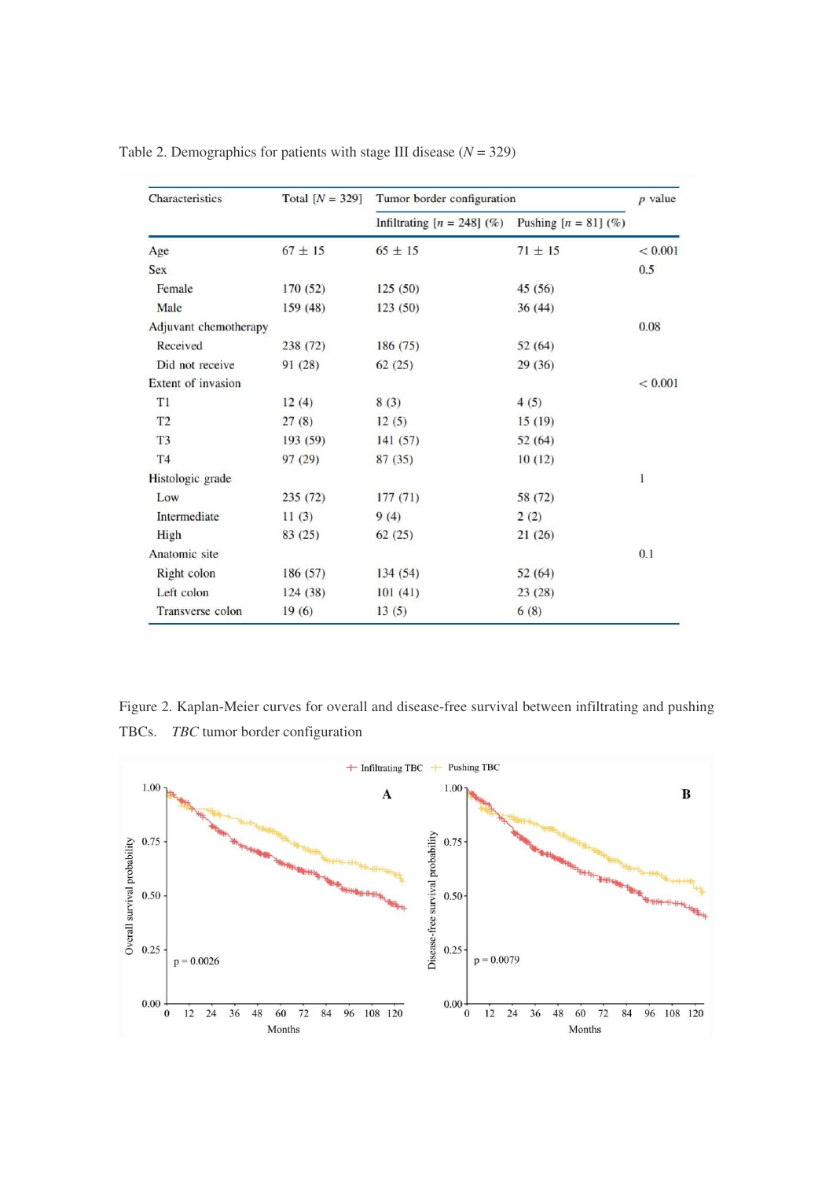Table 2. Demographics for patients with stage III disease ($N = 329$)

| Characteristics | Total [$N = 329$] | Tumor border configuration | | $p$ value |
|---|---|---|---|---|
| | | Infiltrating [$n = 248$] (%) | Pushing [$n = 81$] (%) | |
| Age | 67 ± 15 | 65 ± 15 | 71 ± 15 | < 0.001 |
| Sex | | | | 0.5 |
| Female | 170 (52) | 125 (50) | 45 (56) | |
| Male | 159 (48) | 123 (50) | 36 (44) | |
| Adjuvant chemotherapy | | | | 0.08 |
| Received | 238 (72) | 186 (75) | 52 (64) | |
| Did not receive | 91 (28) | 62 (25) | 29 (36) | |
| Extent of invasion | | | | < 0.001 |
| T1 | 12 (4) | 8 (3) | 4 (5) | |
| T2 | 27 (8) | 12 (5) | 15 (19) | |
| T3 | 193 (59) | 141 (57) | 52 (64) | |
| T4 | 97 (29) | 87 (35) | 10 (12) | |
| Histologic grade | | | | 1 |
| Low | 235 (72) | 177 (71) | 58 (72) | |
| Intermediate | 11 (3) | 9 (4) | 2 (2) | |
| High | 83 (25) | 62 (25) | 21 (26) | |
| Anatomic site | | | | 0.1 |
| Right colon | 186 (57) | 134 (54) | 52 (64) | |
| Left colon | 124 (38) | 101 (41) | 23 (28) | |
| Transverse colon | 19 (6) | 13 (5) | 6 (8) | |

Figure 2. Kaplan-Meier curves for overall and disease-free survival between infiltrating and pushing TBCs. *TBC* tumor border configuration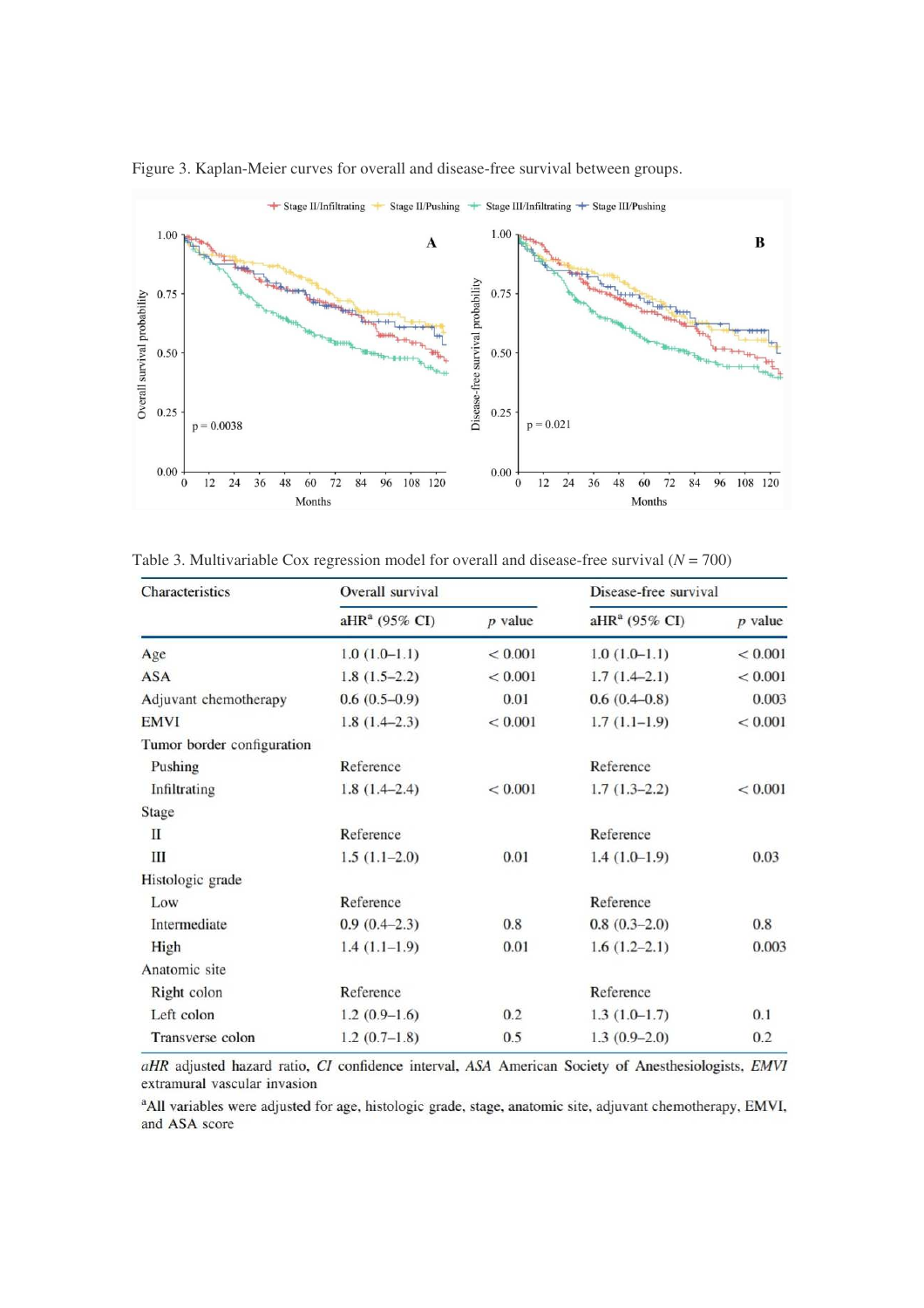Figure 3. Kaplan-Meier curves for overall and disease-free survival between groups.

Stage II/Infiltrating  Stage II/Pushing  Stage III/Infiltrating  Stage III/Pushing

A

Overall survival probability

1.00
0.75
0.50
0.25
0.00

p = 0.0038

0 12 24 36 48 60 72 84 96 108 120

Months

B

Disease-free survival probability

1.00
0.75
0.50
0.25
0.00

p = 0.021

0 12 24 36 48 60 72 84 96 108 120

Months

Table 3. Multivariable Cox regression model for overall and disease-free survival ($N = 700$)

| Characteristics | Overall survival | | Disease-free survival | |
|---|---|---|---|---|
| | aHR[a] (95% CI) | *p* value | aHR[a] (95% CI) | *p* value |
| Age | 1.0 (1.0–1.1) | < 0.001 | 1.0 (1.0–1.1) | < 0.001 |
| ASA | 1.8 (1.5–2.2) | < 0.001 | 1.7 (1.4–2.1) | < 0.001 |
| Adjuvant chemotherapy | 0.6 (0.5–0.9) | 0.01 | 0.6 (0.4–0.8) | 0.003 |
| EMVI | 1.8 (1.4–2.3) | < 0.001 | 1.7 (1.1–1.9) | < 0.001 |
| Tumor border configuration | | | | |
| Pushing | Reference | | Reference | |
| Infiltrating | 1.8 (1.4–2.4) | < 0.001 | 1.7 (1.3–2.2) | < 0.001 |
| Stage | | | | |
| II | Reference | | Reference | |
| III | 1.5 (1.1–2.0) | 0.01 | 1.4 (1.0–1.9) | 0.03 |
| Histologic grade | | | | |
| Low | Reference | | Reference | |
| Intermediate | 0.9 (0.4–2.3) | 0.8 | 0.8 (0.3–2.0) | 0.8 |
| High | 1.4 (1.1–1.9) | 0.01 | 1.6 (1.2–2.1) | 0.003 |
| Anatomic site | | | | |
| Right colon | Reference | | Reference | |
| Left colon | 1.2 (0.9–1.6) | 0.2 | 1.3 (1.0–1.7) | 0.1 |
| Transverse colon | 1.2 (0.7–1.8) | 0.5 | 1.3 (0.9–2.0) | 0.2 |

*aHR* adjusted hazard ratio, *CI* confidence interval, *ASA* American Society of Anesthesiologists, *EMVI* extramural vascular invasion

[a]All variables were adjusted for age, histologic grade, stage, anatomic site, adjuvant chemotherapy, EMVI, and ASA score